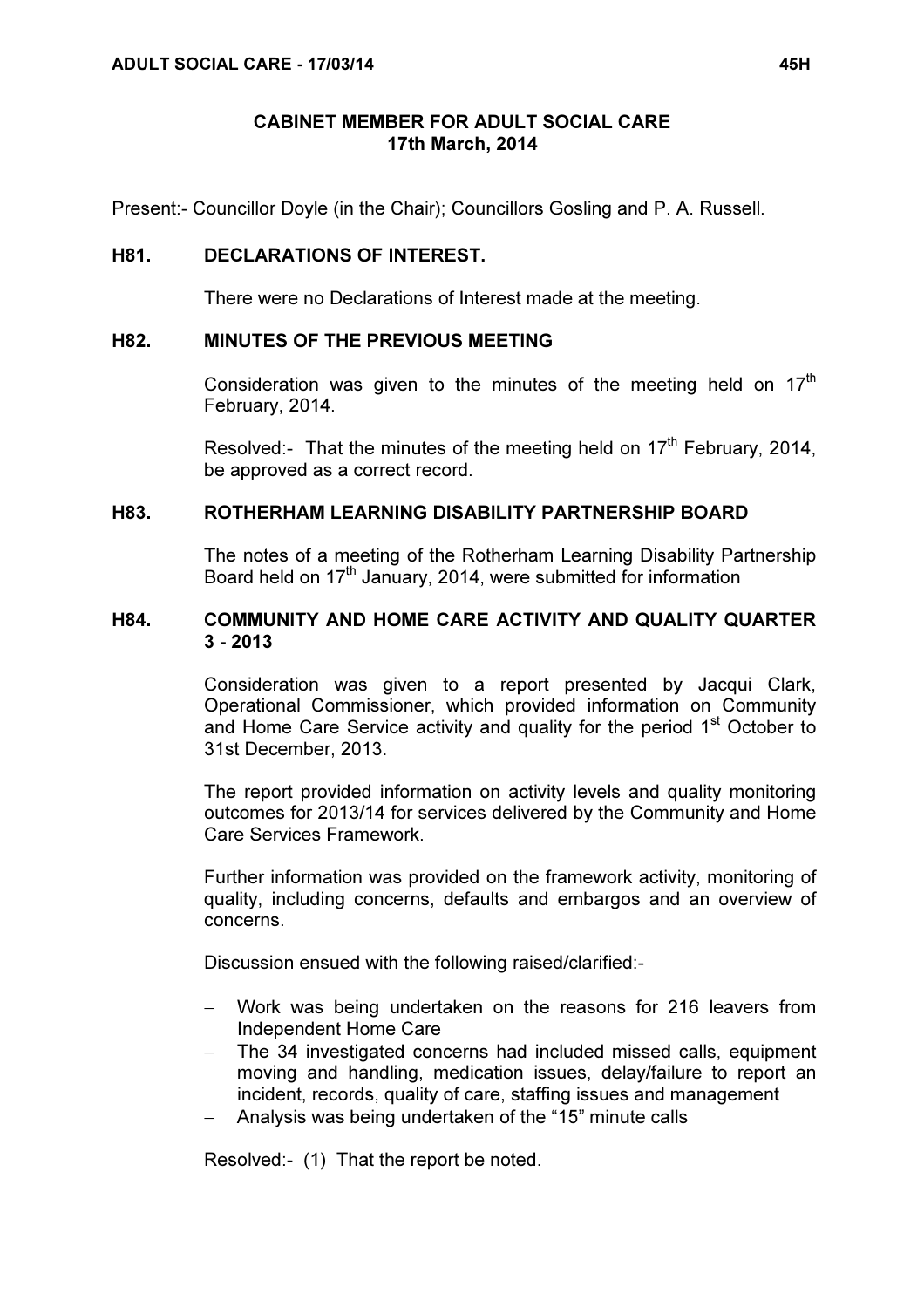# CABINET MEMBER FOR ADULT SOCIAL CARE
## 17th March, 2014

Present:- Councillor Doyle (in the Chair); Councillors Gosling and P. A. Russell.

### H81. DECLARATIONS OF INTEREST.

There were no Declarations of Interest made at the meeting.

### H82. MINUTES OF THE PREVIOUS MEETING

Consideration was given to the minutes of the meeting held on 17th February, 2014.

Resolved:- That the minutes of the meeting held on 17th February, 2014, be approved as a correct record.

### H83. ROTHERHAM LEARNING DISABILITY PARTNERSHIP BOARD

The notes of a meeting of the Rotherham Learning Disability Partnership Board held on 17th January, 2014, were submitted for information

### H84. COMMUNITY AND HOME CARE ACTIVITY AND QUALITY QUARTER 3 - 2013

Consideration was given to a report presented by Jacqui Clark, Operational Commissioner, which provided information on Community and Home Care Service activity and quality for the period 1st October to 31st December, 2013.

The report provided information on activity levels and quality monitoring outcomes for 2013/14 for services delivered by the Community and Home Care Services Framework.

Further information was provided on the framework activity, monitoring of quality, including concerns, defaults and embargos and an overview of concerns.

Discussion ensued with the following raised/clarified:-

- Work was being undertaken on the reasons for 216 leavers from Independent Home Care
- The 34 investigated concerns had included missed calls, equipment moving and handling, medication issues, delay/failure to report an incident, records, quality of care, staffing issues and management
- Analysis was being undertaken of the "15" minute calls

Resolved:- (1) That the report be noted.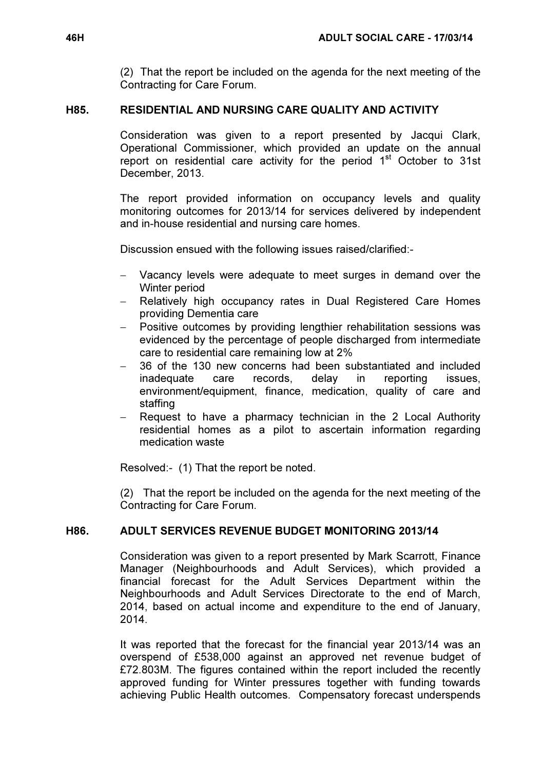(2) That the report be included on the agenda for the next meeting of the Contracting for Care Forum.

## H85. RESIDENTIAL AND NURSING CARE QUALITY AND ACTIVITY

Consideration was given to a report presented by Jacqui Clark, Operational Commissioner, which provided an update on the annual report on residential care activity for the period 1st October to 31st December, 2013.

The report provided information on occupancy levels and quality monitoring outcomes for 2013/14 for services delivered by independent and in-house residential and nursing care homes.

Discussion ensued with the following issues raised/clarified:-

- Vacancy levels were adequate to meet surges in demand over the Winter period
- Relatively high occupancy rates in Dual Registered Care Homes providing Dementia care
- Positive outcomes by providing lengthier rehabilitation sessions was evidenced by the percentage of people discharged from intermediate care to residential care remaining low at 2%
- 36 of the 130 new concerns had been substantiated and included inadequate care records, delay in reporting issues, environment/equipment, finance, medication, quality of care and staffing
- Request to have a pharmacy technician in the 2 Local Authority residential homes as a pilot to ascertain information regarding medication waste

Resolved:- (1) That the report be noted.

(2) That the report be included on the agenda for the next meeting of the Contracting for Care Forum.

## H86. ADULT SERVICES REVENUE BUDGET MONITORING 2013/14

Consideration was given to a report presented by Mark Scarrott, Finance Manager (Neighbourhoods and Adult Services), which provided a financial forecast for the Adult Services Department within the Neighbourhoods and Adult Services Directorate to the end of March, 2014, based on actual income and expenditure to the end of January, 2014.

It was reported that the forecast for the financial year 2013/14 was an overspend of £538,000 against an approved net revenue budget of £72.803M. The figures contained within the report included the recently approved funding for Winter pressures together with funding towards achieving Public Health outcomes. Compensatory forecast underspends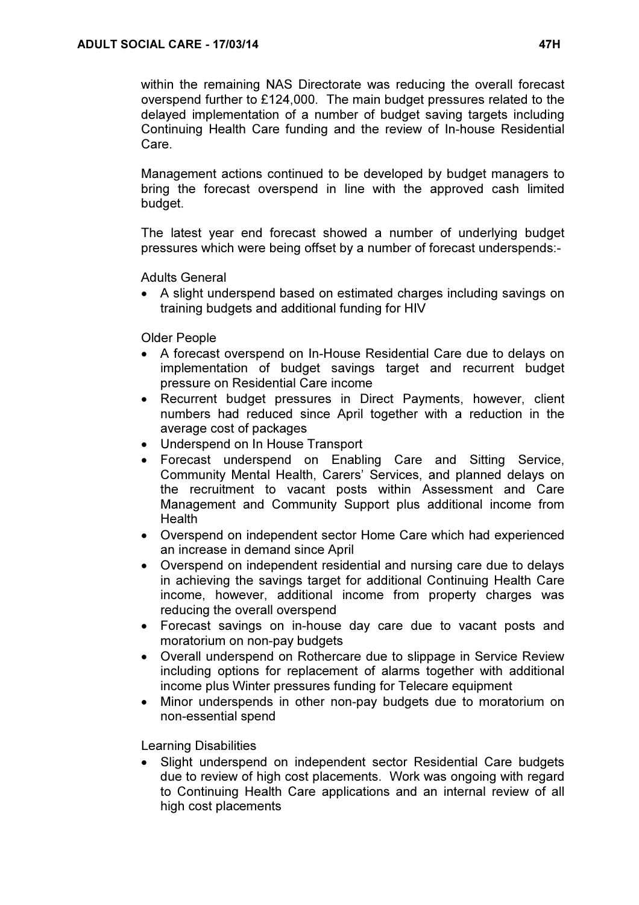within the remaining NAS Directorate was reducing the overall forecast overspend further to £124,000. The main budget pressures related to the delayed implementation of a number of budget saving targets including Continuing Health Care funding and the review of In-house Residential Care.

Management actions continued to be developed by budget managers to bring the forecast overspend in line with the approved cash limited budget.

The latest year end forecast showed a number of underlying budget pressures which were being offset by a number of forecast underspends:-

Adults General

- A slight underspend based on estimated charges including savings on training budgets and additional funding for HIV

Older People

- A forecast overspend on In-House Residential Care due to delays on implementation of budget savings target and recurrent budget pressure on Residential Care income
- Recurrent budget pressures in Direct Payments, however, client numbers had reduced since April together with a reduction in the average cost of packages
- Underspend on In House Transport
- Forecast underspend on Enabling Care and Sitting Service, Community Mental Health, Carers' Services, and planned delays on the recruitment to vacant posts within Assessment and Care Management and Community Support plus additional income from Health
- Overspend on independent sector Home Care which had experienced an increase in demand since April
- Overspend on independent residential and nursing care due to delays in achieving the savings target for additional Continuing Health Care income, however, additional income from property charges was reducing the overall overspend
- Forecast savings on in-house day care due to vacant posts and moratorium on non-pay budgets
- Overall underspend on Rothercare due to slippage in Service Review including options for replacement of alarms together with additional income plus Winter pressures funding for Telecare equipment
- Minor underspends in other non-pay budgets due to moratorium on non-essential spend

Learning Disabilities

- Slight underspend on independent sector Residential Care budgets due to review of high cost placements. Work was ongoing with regard to Continuing Health Care applications and an internal review of all high cost placements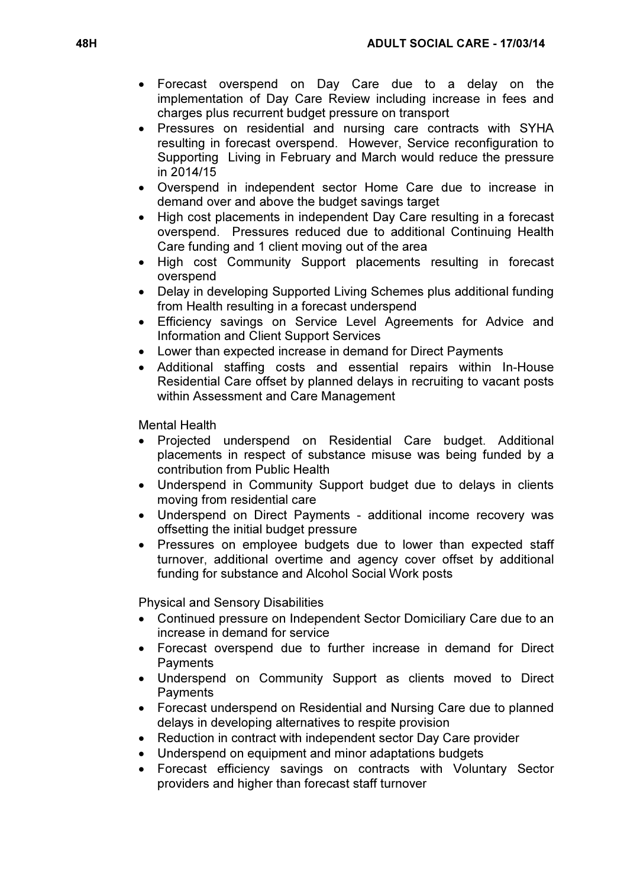- Forecast overspend on Day Care due to a delay on the implementation of Day Care Review including increase in fees and charges plus recurrent budget pressure on transport
- Pressures on residential and nursing care contracts with SYHA resulting in forecast overspend. However, Service reconfiguration to Supporting Living in February and March would reduce the pressure in 2014/15
- Overspend in independent sector Home Care due to increase in demand over and above the budget savings target
- High cost placements in independent Day Care resulting in a forecast overspend. Pressures reduced due to additional Continuing Health Care funding and 1 client moving out of the area
- High cost Community Support placements resulting in forecast overspend
- Delay in developing Supported Living Schemes plus additional funding from Health resulting in a forecast underspend
- Efficiency savings on Service Level Agreements for Advice and Information and Client Support Services
- Lower than expected increase in demand for Direct Payments
- Additional staffing costs and essential repairs within In-House Residential Care offset by planned delays in recruiting to vacant posts within Assessment and Care Management

Mental Health

- Projected underspend on Residential Care budget. Additional placements in respect of substance misuse was being funded by a contribution from Public Health
- Underspend in Community Support budget due to delays in clients moving from residential care
- Underspend on Direct Payments - additional income recovery was offsetting the initial budget pressure
- Pressures on employee budgets due to lower than expected staff turnover, additional overtime and agency cover offset by additional funding for substance and Alcohol Social Work posts

Physical and Sensory Disabilities

- Continued pressure on Independent Sector Domiciliary Care due to an increase in demand for service
- Forecast overspend due to further increase in demand for Direct Payments
- Underspend on Community Support as clients moved to Direct Payments
- Forecast underspend on Residential and Nursing Care due to planned delays in developing alternatives to respite provision
- Reduction in contract with independent sector Day Care provider
- Underspend on equipment and minor adaptations budgets
- Forecast efficiency savings on contracts with Voluntary Sector providers and higher than forecast staff turnover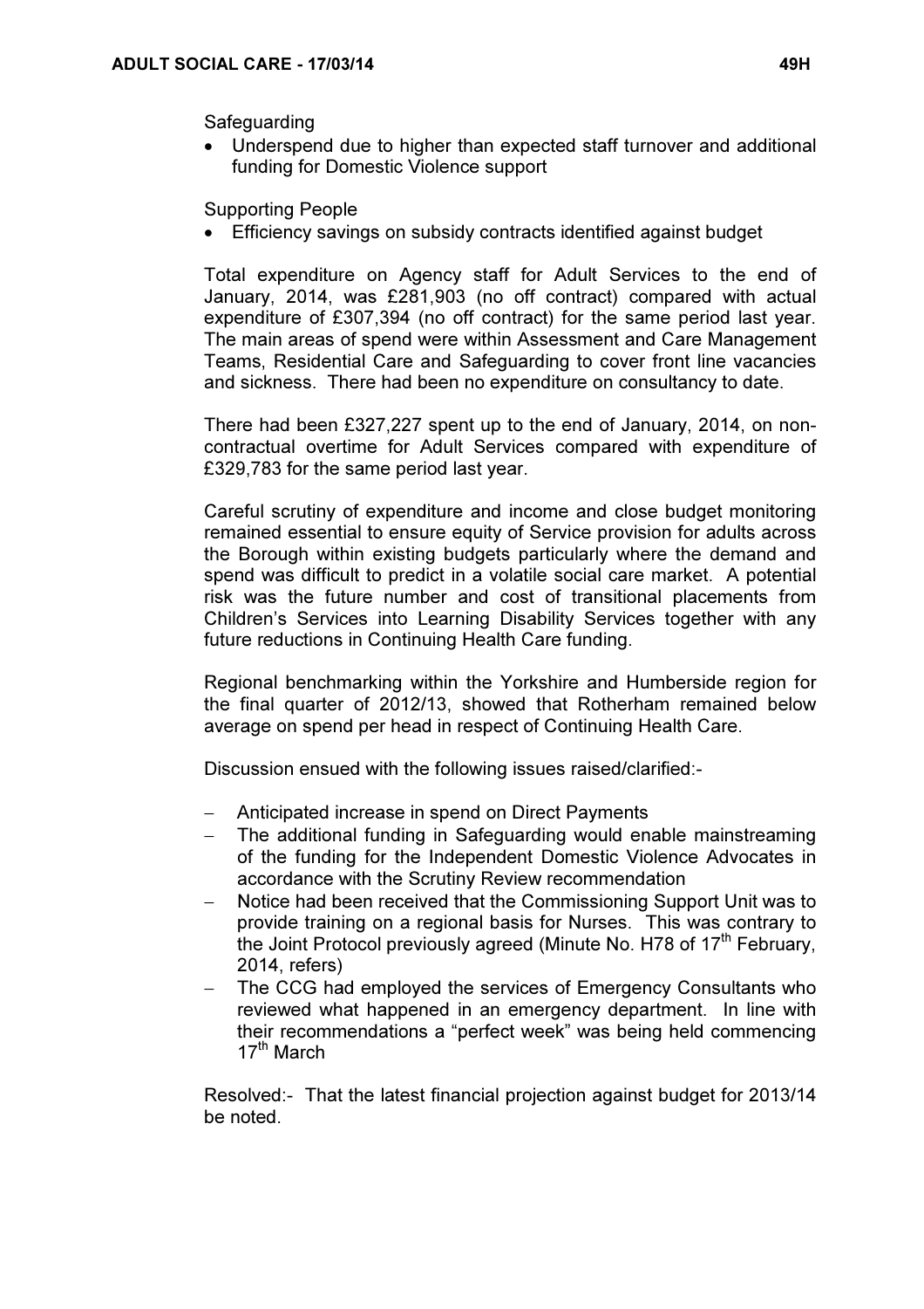Safeguarding

- Underspend due to higher than expected staff turnover and additional funding for Domestic Violence support

Supporting People

- Efficiency savings on subsidy contracts identified against budget

Total expenditure on Agency staff for Adult Services to the end of January, 2014, was £281,903 (no off contract) compared with actual expenditure of £307,394 (no off contract) for the same period last year. The main areas of spend were within Assessment and Care Management Teams, Residential Care and Safeguarding to cover front line vacancies and sickness. There had been no expenditure on consultancy to date.

There had been £327,227 spent up to the end of January, 2014, on non-contractual overtime for Adult Services compared with expenditure of £329,783 for the same period last year.

Careful scrutiny of expenditure and income and close budget monitoring remained essential to ensure equity of Service provision for adults across the Borough within existing budgets particularly where the demand and spend was difficult to predict in a volatile social care market. A potential risk was the future number and cost of transitional placements from Children's Services into Learning Disability Services together with any future reductions in Continuing Health Care funding.

Regional benchmarking within the Yorkshire and Humberside region for the final quarter of 2012/13, showed that Rotherham remained below average on spend per head in respect of Continuing Health Care.

Discussion ensued with the following issues raised/clarified:-

- Anticipated increase in spend on Direct Payments
- The additional funding in Safeguarding would enable mainstreaming of the funding for the Independent Domestic Violence Advocates in accordance with the Scrutiny Review recommendation
- Notice had been received that the Commissioning Support Unit was to provide training on a regional basis for Nurses. This was contrary to the Joint Protocol previously agreed (Minute No. H78 of 17th February, 2014, refers)
- The CCG had employed the services of Emergency Consultants who reviewed what happened in an emergency department. In line with their recommendations a "perfect week" was being held commencing 17th March

Resolved:- That the latest financial projection against budget for 2013/14 be noted.